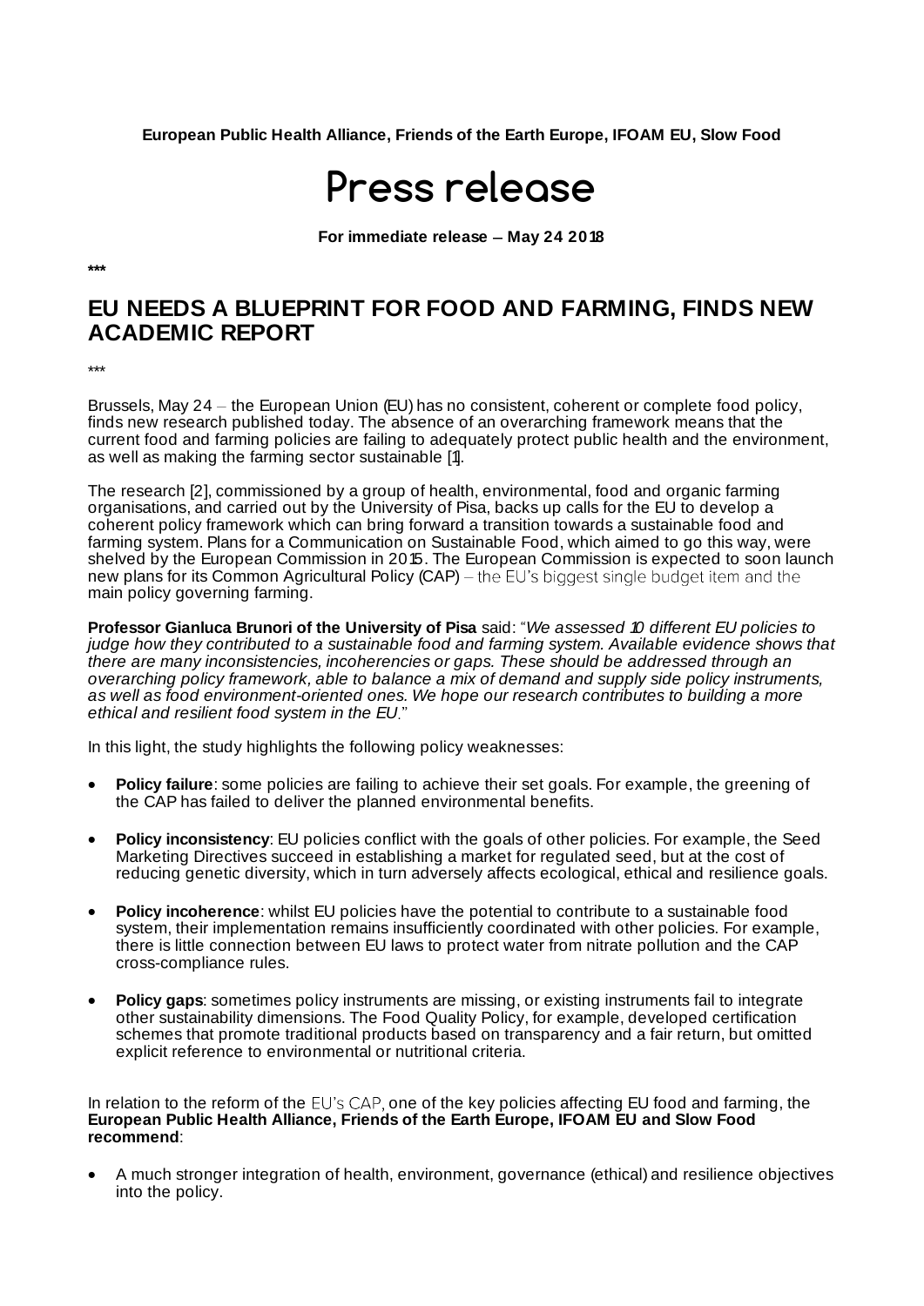**European Public Health Alliance, Friends of the Earth Europe, IFOAM EU, Slow Food**

# Press release

**For immediate release – May 24 2018**

**\*\*\***

## EU NEEDS A BLUEPRINT FOR FOOD AND FARMING, FINDS NEW ACADEMIC REPORT

\*\*\*

Brussels, May 24 – the European Union (EU) has no consistent, coherent or complete food policy, finds new research published today. The absence of an overarching framework means that the current food and farming policies are failing to adequately protect public health and the environment, as well as making the farming sector sustainable [1].

The research [2], commissioned by a group of health, environmental, food and organic farming organisations, and carried out by the University of Pisa, backs up calls for the EU to develop a coherent policy framework which can bring forward a transition towards a sustainable food and farming system. Plans for a Communication on Sustainable Food, which aimed to go this way, were shelved by the European Commission in 2015. The European Commission is expected to soon launch new plans for its Common Agricultural Policy (CAP) – the EU's biggest single budget item and the main policy governing farming.

**Professor Gianluca Brunori of the University of Pisa** said: "*We assessed 10 different EU policies to judge how they contributed to a sustainable food and farming system. Available evidence shows that there are many inconsistencies, incoherencies or gaps. These should be addressed through an overarching policy framework, able to balance a mix of demand and supply side policy instruments, as well as food environment-oriented ones. We hope our research contributes to building a more ethical and resilient food system in the EU.*"

In this light, the study highlights the following policy weaknesses:

- **Policy failure**: some policies are failing to achieve their set goals. For example, the greening of the CAP has failed to deliver the planned environmental benefits.
- **Policy inconsistency**: EU policies conflict with the goals of other policies. For example, the Seed Marketing Directives succeed in establishing a market for regulated seed, but at the cost of reducing genetic diversity, which in turn adversely affects ecological, ethical and resilience goals.
- **Policy incoherence**: whilst EU policies have the potential to contribute to a sustainable food system, their implementation remains insufficiently coordinated with other policies. For example, there is little connection between EU laws to protect water from nitrate pollution and the CAP cross-compliance rules.
- **Policy gaps**: sometimes policy instruments are missing, or existing instruments fail to integrate other sustainability dimensions. The Food Quality Policy, for example, developed certification schemes that promote traditional products based on transparency and a fair return, but omitted explicit reference to environmental or nutritional criteria.

In relation to the reform of the EU's CAP, one of the key policies affecting EU food and farming, the **European Public Health Alliance, Friends of the Earth Europe, IFOAM EU and Slow Food recommend**:

- A much stronger integration of health, environment, governance (ethical) and resilience objectives into the policy.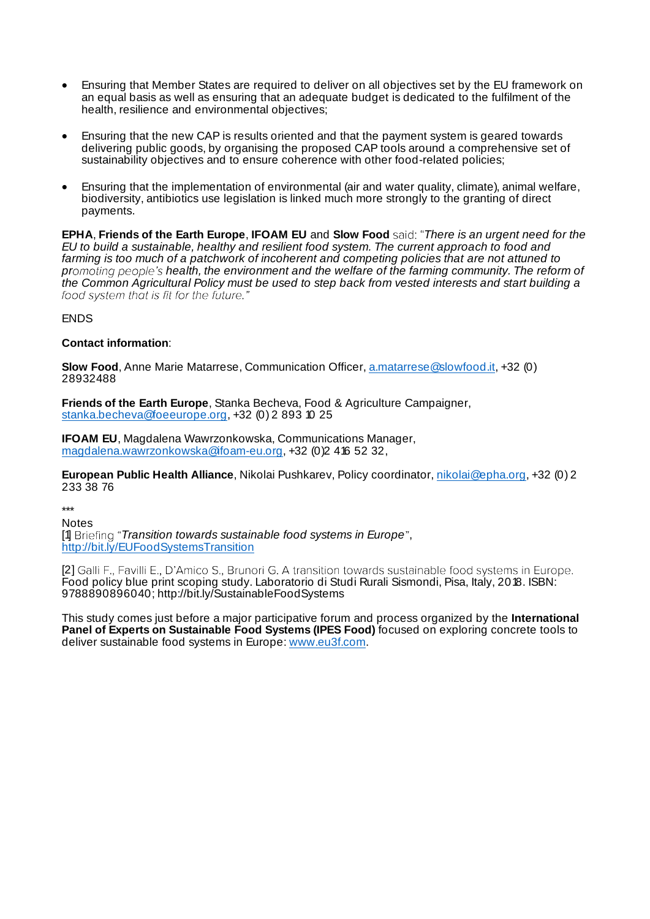- Ensuring that Member States are required to deliver on all objectives set by the EU framework on an equal basis as well as ensuring that an adequate budget is dedicated to the fulfilment of the health, resilience and environmental objectives;

- Ensuring that the new CAP is results oriented and that the payment system is geared towards delivering public goods, by organising the proposed CAP tools around a comprehensive set of sustainability objectives and to ensure coherence with other food-related policies;

- Ensuring that the implementation of environmental (air and water quality, climate), animal welfare, biodiversity, antibiotics use legislation is linked much more strongly to the granting of direct payments.

**EPHA**, **Friends of the Earth Europe**, **IFOAM EU** and **Slow Food** said: "*There is an urgent need for the EU to build a sustainable, healthy and resilient food system. The current approach to food and farming is too much of a patchwork of incoherent and competing policies that are not attuned to promoting people's health, the environment and the welfare of the farming community. The reform of the Common Agricultural Policy must be used to step back from vested interests and start building a food system that is fit for the future.*"

ENDS

**Contact information**:

**Slow Food**, Anne Marie Matarrese, Communication Officer, a.matarrese@slowfood.it, +32 (0) 28932488

**Friends of the Earth Europe**, Stanka Becheva, Food & Agriculture Campaigner, stanka.becheva@foeeurope.org, +32 (0) 2 893 10 25

**IFOAM EU**, Magdalena Wawrzonkowska, Communications Manager, magdalena.wawrzonkowska@ifoam-eu.org, +32 (0)2 416 52 32,

**European Public Health Alliance**, Nikolai Pushkarev, Policy coordinator, nikolai@epha.org, +32 (0) 2 233 38 76

***

Notes

[1] Briefing "*Transition towards sustainable food systems in Europe*", http://bit.ly/EUFoodSystemsTransition

[2] Galli F., Favilli E., D'Amico S., Brunori G. A transition towards sustainable food systems in Europe. Food policy blue print scoping study. Laboratorio di Studi Rurali Sismondi, Pisa, Italy, 2018. ISBN: 9788890896040; http://bit.ly/SustainableFoodSystems

This study comes just before a major participative forum and process organized by the **International Panel of Experts on Sustainable Food Systems (IPES Food)** focused on exploring concrete tools to deliver sustainable food systems in Europe: www.eu3f.com.